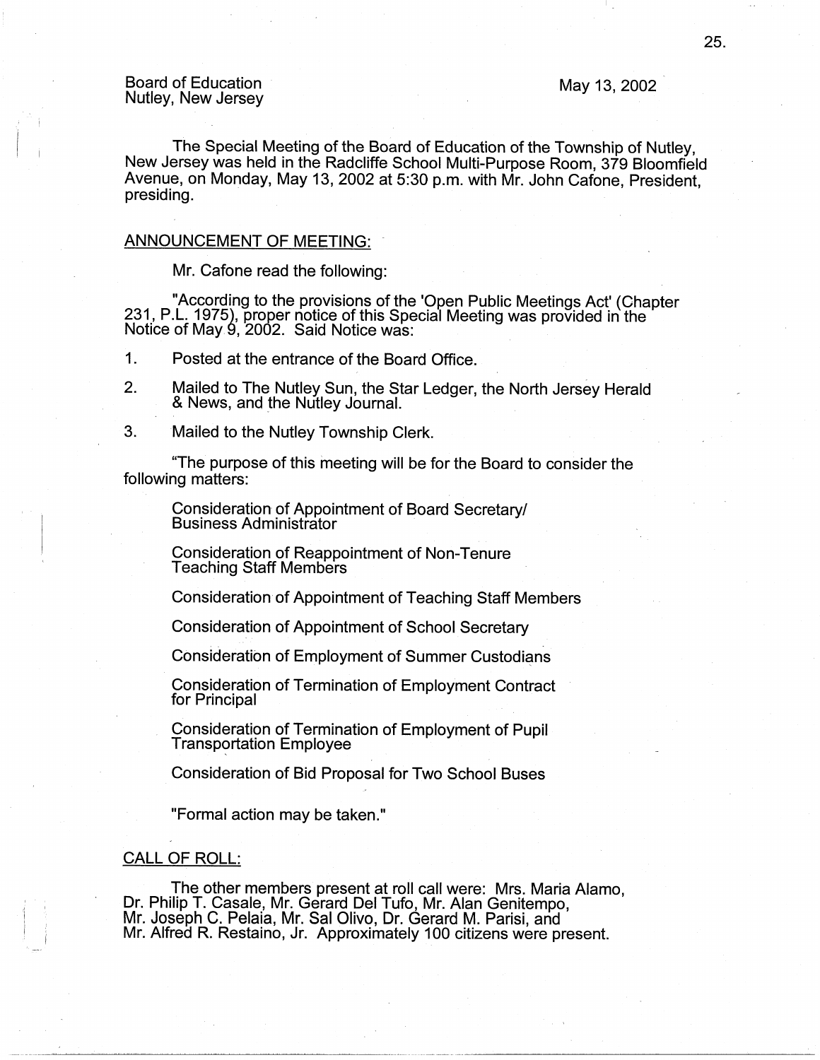Board of Education
Nutley, New Jersey

May 13, 2002

The Special Meeting of the Board of Education of the Township of Nutley, New Jersey was held in the Radcliffe School Multi-Purpose Room, 379 Bloomfield Avenue, on Monday, May 13, 2002 at 5:30 p.m. with Mr. John Cafone, President, presiding.

## ANNOUNCEMENT OF MEETING:

Mr. Cafone read the following:

"According to the provisions of the 'Open Public Meetings Act' (Chapter 231, P.L. 1975), proper notice of this Special Meeting was provided in the Notice of May 9, 2002. Said Notice was:

1. Posted at the entrance of the Board Office.
2. Mailed to The Nutley Sun, the Star Ledger, the North Jersey Herald & News, and the Nutley Journal.
3. Mailed to the Nutley Township Clerk.

"The purpose of this meeting will be for the Board to consider the following matters:

Consideration of Appointment of Board Secretary/ Business Administrator

Consideration of Reappointment of Non-Tenure Teaching Staff Members

Consideration of Appointment of Teaching Staff Members

Consideration of Appointment of School Secretary

Consideration of Employment of Summer Custodians

Consideration of Termination of Employment Contract for Principal

Consideration of Termination of Employment of Pupil Transportation Employee

Consideration of Bid Proposal for Two School Buses

"Formal action may be taken."

## CALL OF ROLL:

The other members present at roll call were: Mrs. Maria Alamo, Dr. Philip T. Casale, Mr. Gerard Del Tufo, Mr. Alan Genitempo, Mr. Joseph C. Pelaia, Mr. Sal Olivo, Dr. Gerard M. Parisi, and Mr. Alfred R. Restaino, Jr. Approximately 100 citizens were present.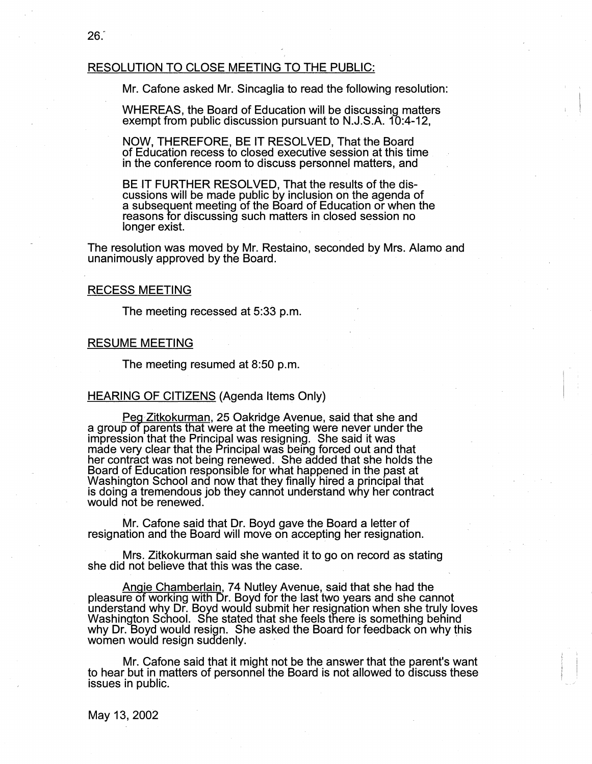## RESOLUTION TO CLOSE MEETING TO THE PUBLIC:

Mr. Cafone asked Mr. Sincaglia to read the following resolution:

WHEREAS, the Board of Education will be discussing matters exempt from public discussion pursuant to N.J.S.A. 10:4-12,

NOW, THEREFORE, BE IT RESOLVED, That the Board of Education recess to closed executive session at this time in the conference room to discuss personnel matters, and

BE IT FURTHER RESOLVED, That the results of the discussions will be made public by inclusion on the agenda of a subsequent meeting of the Board of Education or when the reasons for discussing such matters in closed session no longer exist.

The resolution was moved by Mr. Restaino, seconded by Mrs. Alamo and unanimously approved by the Board.

## RECESS MEETING

The meeting recessed at 5:33 p.m.

## RESUME MEETING

The meeting resumed at 8:50 p.m.

## HEARING OF CITIZENS (Agenda Items Only)

Peg Zitkokurman, 25 Oakridge Avenue, said that she and a group of parents that were at the meeting were never under the impression that the Principal was resigning. She said it was made very clear that the Principal was being forced out and that her contract was not being renewed. She added that she holds the Board of Education responsible for what happened in the past at Washington School and now that they finally hired a principal that is doing a tremendous job they cannot understand why her contract would not be renewed.

Mr. Cafone said that Dr. Boyd gave the Board a letter of resignation and the Board will move on accepting her resignation.

Mrs. Zitkokurman said she wanted it to go on record as stating she did not believe that this was the case.

Angie Chamberlain, 74 Nutley Avenue, said that she had the pleasure of working with Dr. Boyd for the last two years and she cannot understand why Dr. Boyd would submit her resignation when she truly loves Washington School. She stated that she feels there is something behind why Dr. Boyd would resign. She asked the Board for feedback on why this women would resign suddenly.

Mr. Cafone said that it might not be the answer that the parent's want to hear but in matters of personnel the Board is not allowed to discuss these issues in public.

May 13, 2002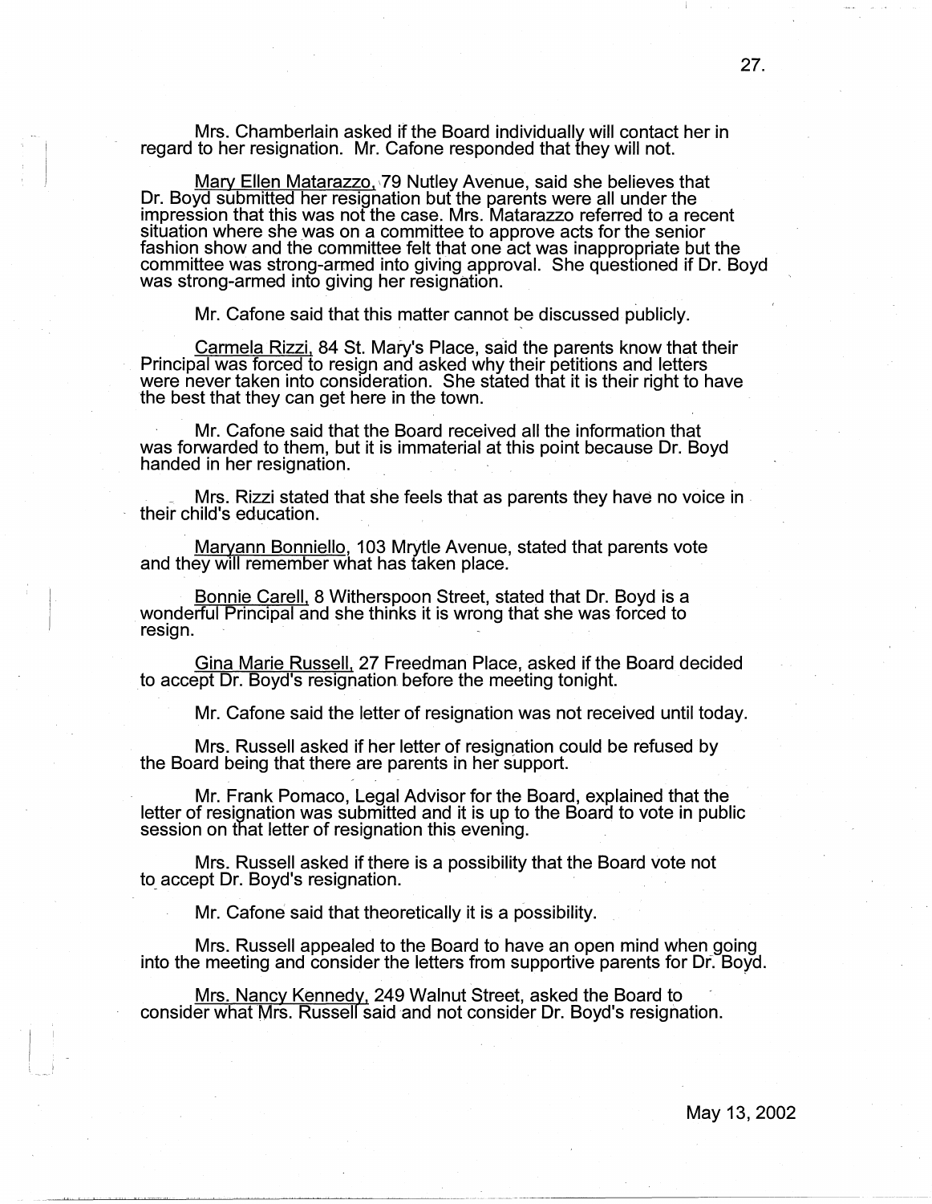Mrs. Chamberlain asked if the Board individually will contact her in regard to her resignation. Mr. Cafone responded that they will not.

Mary Ellen Matarazzo, 79 Nutley Avenue, said she believes that Dr. Boyd submitted her resignation but the parents were all under the impression that this was not the case. Mrs. Matarazzo referred to a recent situation where she was on a committee to approve acts for the senior fashion show and the committee felt that one act was inappropriate but the committee was strong-armed into giving approval. She questioned if Dr. Boyd was strong-armed into giving her resignation.

Mr. Cafone said that this matter cannot be discussed publicly.

Carmela Rizzi, 84 St. Mary's Place, said the parents know that their Principal was forced to resign and asked why their petitions and letters were never taken into consideration. She stated that it is their right to have the best that they can get here in the town.

Mr. Cafone said that the Board received all the information that was forwarded to them, but it is immaterial at this point because Dr. Boyd handed in her resignation.

Mrs. Rizzi stated that she feels that as parents they have no voice in their child's education.

Maryann Bonniello, 103 Mrytle Avenue, stated that parents vote and they will remember what has taken place.

Bonnie Carell, 8 Witherspoon Street, stated that Dr. Boyd is a wonderful Principal and she thinks it is wrong that she was forced to resign.

Gina Marie Russell, 27 Freedman Place, asked if the Board decided to accept Dr. Boyd's resignation before the meeting tonight.

Mr. Cafone said the letter of resignation was not received until today.

Mrs. Russell asked if her letter of resignation could be refused by the Board being that there are parents in her support.

Mr. Frank Pomaco, Legal Advisor for the Board, explained that the letter of resignation was submitted and it is up to the Board to vote in public session on that letter of resignation this evening.

Mrs. Russell asked if there is a possibility that the Board vote not to accept Dr. Boyd's resignation.

Mr. Cafone said that theoretically it is a possibility.

Mrs. Russell appealed to the Board to have an open mind when going into the meeting and consider the letters from supportive parents for Dr. Boyd.

Mrs. Nancy Kennedy, 249 Walnut Street, asked the Board to consider what Mrs. Russell said and not consider Dr. Boyd's resignation.

May 13, 2002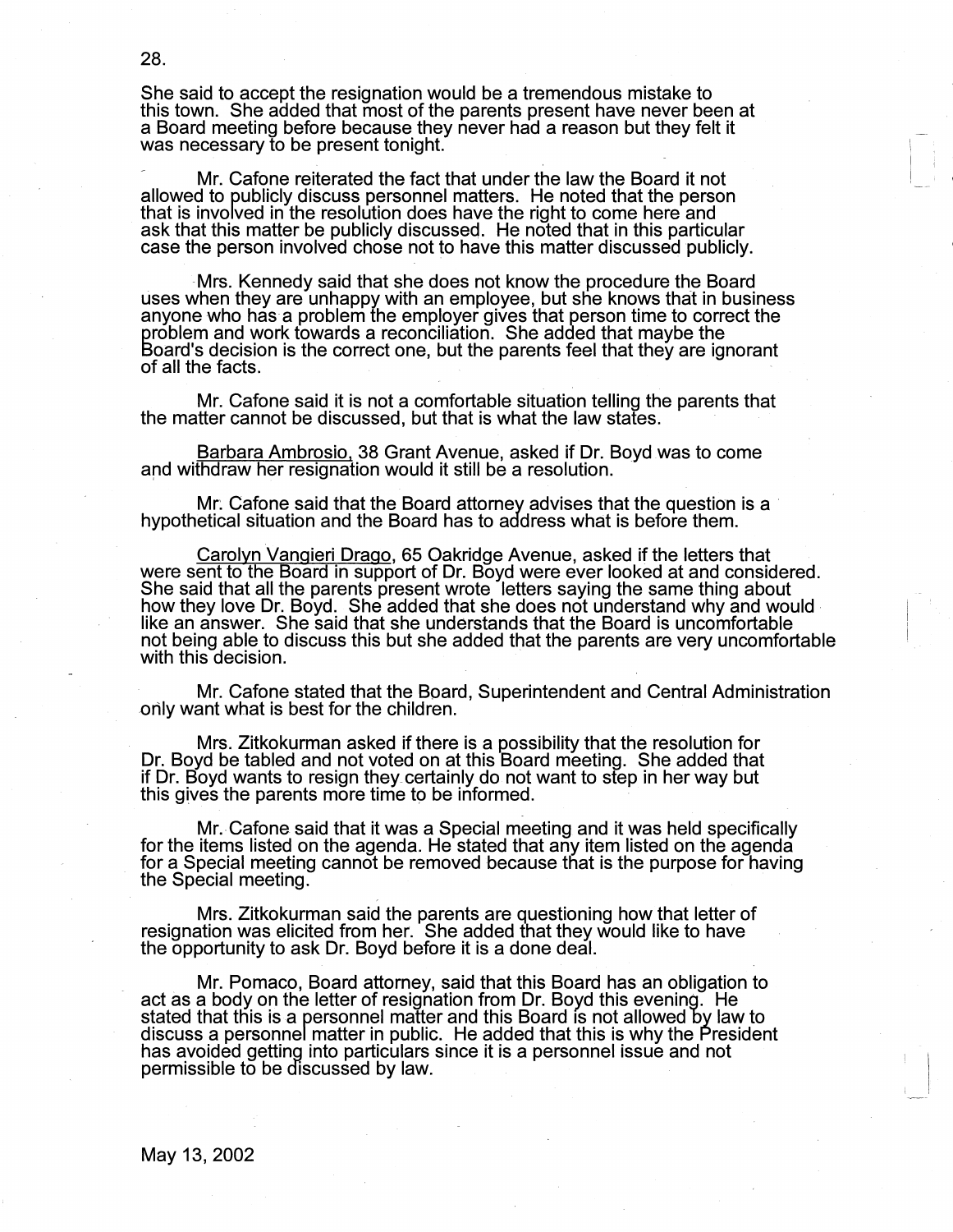She said to accept the resignation would be a tremendous mistake to this town. She added that most of the parents present have never been at a Board meeting before because they never had a reason but they felt it was necessary to be present tonight.

Mr. Cafone reiterated the fact that under the law the Board it not allowed to publicly discuss personnel matters. He noted that the person that is involved in the resolution does have the right to come here and ask that this matter be publicly discussed. He noted that in this particular case the person involved chose not to have this matter discussed publicly.

Mrs. Kennedy said that she does not know the procedure the Board uses when they are unhappy with an employee, but she knows that in business anyone who has a problem the employer gives that person time to correct the problem and work towards a reconciliation. She added that maybe the Board's decision is the correct one, but the parents feel that they are ignorant of all the facts.

Mr. Cafone said it is not a comfortable situation telling the parents that the matter cannot be discussed, but that is what the law states.

Barbara Ambrosio, 38 Grant Avenue, asked if Dr. Boyd was to come and withdraw her resignation would it still be a resolution.

Mr. Cafone said that the Board attorney advises that the question is a hypothetical situation and the Board has to address what is before them.

Carolyn Vangieri Drago, 65 Oakridge Avenue, asked if the letters that were sent to the Board in support of Dr. Boyd were ever looked at and considered. She said that all the parents present wrote letters saying the same thing about how they love Dr. Boyd. She added that she does not understand why and would like an answer. She said that she understands that the Board is uncomfortable not being able to discuss this but she added that the parents are very uncomfortable with this decision.

Mr. Cafone stated that the Board, Superintendent and Central Administration only want what is best for the children.

Mrs. Zitkokurman asked if there is a possibility that the resolution for Dr. Boyd be tabled and not voted on at this Board meeting. She added that if Dr. Boyd wants to resign they certainly do not want to step in her way but this gives the parents more time to be informed.

Mr. Cafone said that it was a Special meeting and it was held specifically for the items listed on the agenda. He stated that any item listed on the agenda for a Special meeting cannot be removed because that is the purpose for having the Special meeting.

Mrs. Zitkokurman said the parents are questioning how that letter of resignation was elicited from her. She added that they would like to have the opportunity to ask Dr. Boyd before it is a done deal.

Mr. Pomaco, Board attorney, said that this Board has an obligation to act as a body on the letter of resignation from Dr. Boyd this evening. He stated that this is a personnel matter and this Board is not allowed by law to discuss a personnel matter in public. He added that this is why the President has avoided getting into particulars since it is a personnel issue and not permissible to be discussed by law.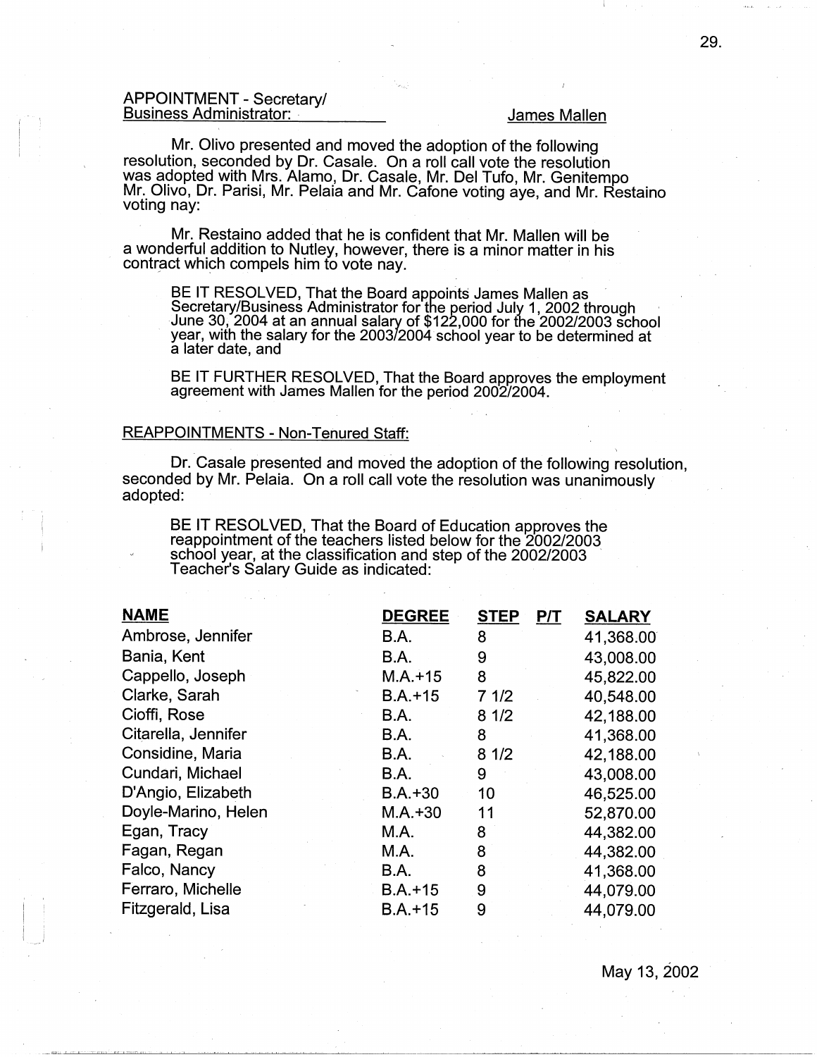APPOINTMENT - Secretary/
Business Administrator: James Mallen

Mr. Olivo presented and moved the adoption of the following resolution, seconded by Dr. Casale. On a roll call vote the resolution was adopted with Mrs. Alamo, Dr. Casale, Mr. Del Tufo, Mr. Genitempo Mr. Olivo, Dr. Parisi, Mr. Pelaia and Mr. Cafone voting aye, and Mr. Restaino voting nay:

Mr. Restaino added that he is confident that Mr. Mallen will be a wonderful addition to Nutley, however, there is a minor matter in his contract which compels him to vote nay.

> BE IT RESOLVED, That the Board appoints James Mallen as Secretary/Business Administrator for the period July 1, 2002 through June 30, 2004 at an annual salary of $122,000 for the 2002/2003 school year, with the salary for the 2003/2004 school year to be determined at a later date, and
>
> BE IT FURTHER RESOLVED, That the Board approves the employment agreement with James Mallen for the period 2002/2004.

REAPPOINTMENTS - Non-Tenured Staff:

Dr. Casale presented and moved the adoption of the following resolution, seconded by Mr. Pelaia. On a roll call vote the resolution was unanimously adopted:

> BE IT RESOLVED, That the Board of Education approves the reappointment of the teachers listed below for the 2002/2003 school year, at the classification and step of the 2002/2003 Teacher's Salary Guide as indicated:

| NAME | DEGREE | STEP | P/T | SALARY |
|---|---|---|---|---|
| Ambrose, Jennifer | B.A. | 8 | | 41,368.00 |
| Bania, Kent | B.A. | 9 | | 43,008.00 |
| Cappello, Joseph | M.A.+15 | 8 | | 45,822.00 |
| Clarke, Sarah | B.A.+15 | 7 1/2 | | 40,548.00 |
| Cioffi, Rose | B.A. | 8 1/2 | | 42,188.00 |
| Citarella, Jennifer | B.A. | 8 | | 41,368.00 |
| Considine, Maria | B.A. | 8 1/2 | | 42,188.00 |
| Cundari, Michael | B.A. | 9 | | 43,008.00 |
| D'Angio, Elizabeth | B.A.+30 | 10 | | 46,525.00 |
| Doyle-Marino, Helen | M.A.+30 | 11 | | 52,870.00 |
| Egan, Tracy | M.A. | 8 | | 44,382.00 |
| Fagan, Regan | M.A. | 8 | | 44,382.00 |
| Falco, Nancy | B.A. | 8 | | 41,368.00 |
| Ferraro, Michelle | B.A.+15 | 9 | | 44,079.00 |
| Fitzgerald, Lisa | B.A.+15 | 9 | | 44,079.00 |

May 13, 2002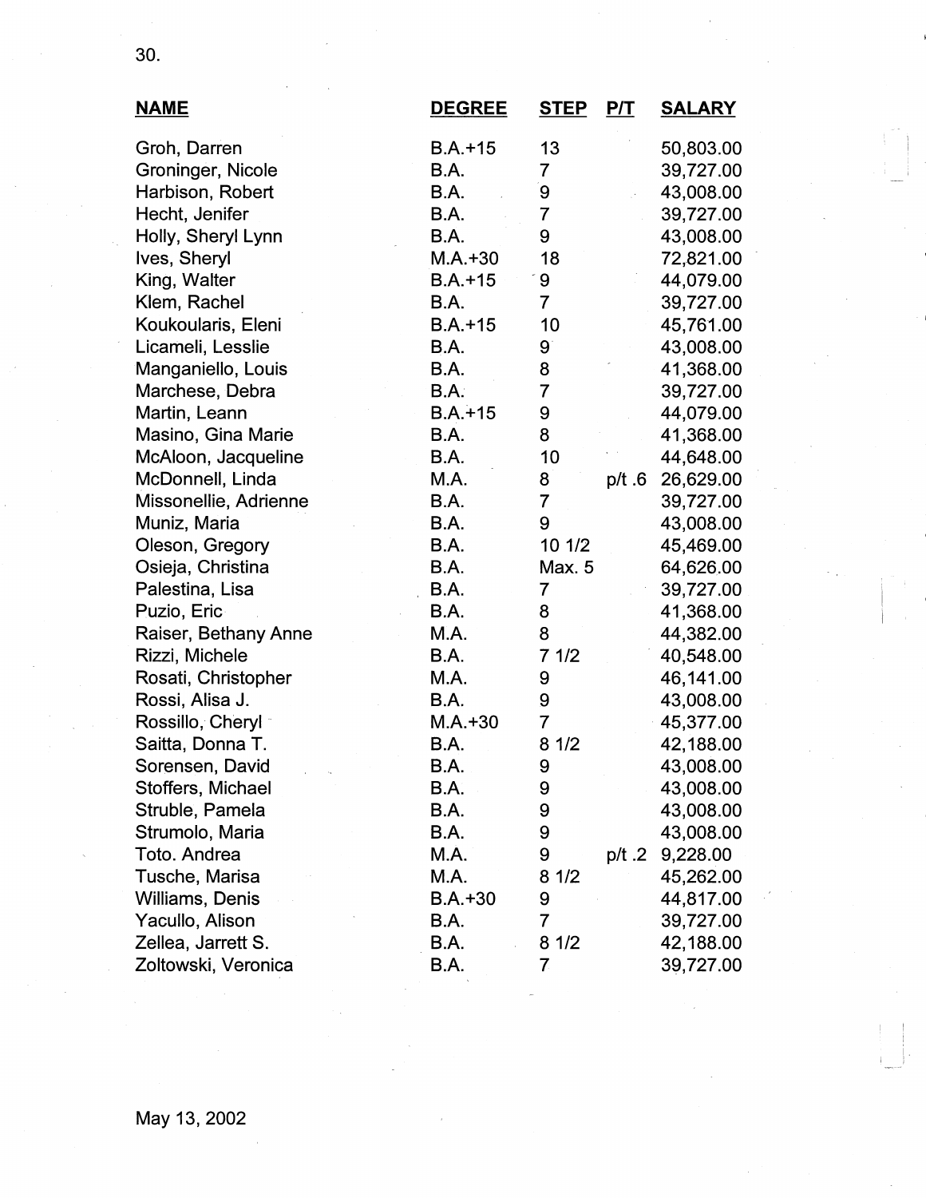| NAME | DEGREE | STEP | P/T | SALARY |
|---|---|---|---|---|
| Groh, Darren | B.A.+15 | 13 | | 50,803.00 |
| Groninger, Nicole | B.A. | 7 | | 39,727.00 |
| Harbison, Robert | B.A. | 9 | | 43,008.00 |
| Hecht, Jenifer | B.A. | 7 | | 39,727.00 |
| Holly, Sheryl Lynn | B.A. | 9 | | 43,008.00 |
| Ives, Sheryl | M.A.+30 | 18 | | 72,821.00 |
| King, Walter | B.A.+15 | 9 | | 44,079.00 |
| Klem, Rachel | B.A. | 7 | | 39,727.00 |
| Koukoularis, Eleni | B.A.+15 | 10 | | 45,761.00 |
| Licameli, Lesslie | B.A. | 9 | | 43,008.00 |
| Manganiello, Louis | B.A. | 8 | | 41,368.00 |
| Marchese, Debra | B.A. | 7 | | 39,727.00 |
| Martin, Leann | B.A.+15 | 9 | | 44,079.00 |
| Masino, Gina Marie | B.A. | 8 | | 41,368.00 |
| McAloon, Jacqueline | B.A. | 10 | | 44,648.00 |
| McDonnell, Linda | M.A. | 8 | p/t .6 | 26,629.00 |
| Missonellie, Adrienne | B.A. | 7 | | 39,727.00 |
| Muniz, Maria | B.A. | 9 | | 43,008.00 |
| Oleson, Gregory | B.A. | 10 1/2 | | 45,469.00 |
| Osieja, Christina | B.A. | Max. 5 | | 64,626.00 |
| Palestina, Lisa | B.A. | 7 | | 39,727.00 |
| Puzio, Eric | B.A. | 8 | | 41,368.00 |
| Raiser, Bethany Anne | M.A. | 8 | | 44,382.00 |
| Rizzi, Michele | B.A. | 7 1/2 | | 40,548.00 |
| Rosati, Christopher | M.A. | 9 | | 46,141.00 |
| Rossi, Alisa J. | B.A. | 9 | | 43,008.00 |
| Rossillo, Cheryl | M.A.+30 | 7 | | 45,377.00 |
| Saitta, Donna T. | B.A. | 8 1/2 | | 42,188.00 |
| Sorensen, David | B.A. | 9 | | 43,008.00 |
| Stoffers, Michael | B.A. | 9 | | 43,008.00 |
| Struble, Pamela | B.A. | 9 | | 43,008.00 |
| Strumolo, Maria | B.A. | 9 | | 43,008.00 |
| Toto. Andrea | M.A. | 9 | p/t .2 | 9,228.00 |
| Tusche, Marisa | M.A. | 8 1/2 | | 45,262.00 |
| Williams, Denis | B.A.+30 | 9 | | 44,817.00 |
| Yacullo, Alison | B.A. | 7 | | 39,727.00 |
| Zellea, Jarrett S. | B.A. | 8 1/2 | | 42,188.00 |
| Zoltowski, Veronica | B.A. | 7 | | 39,727.00 |

May 13, 2002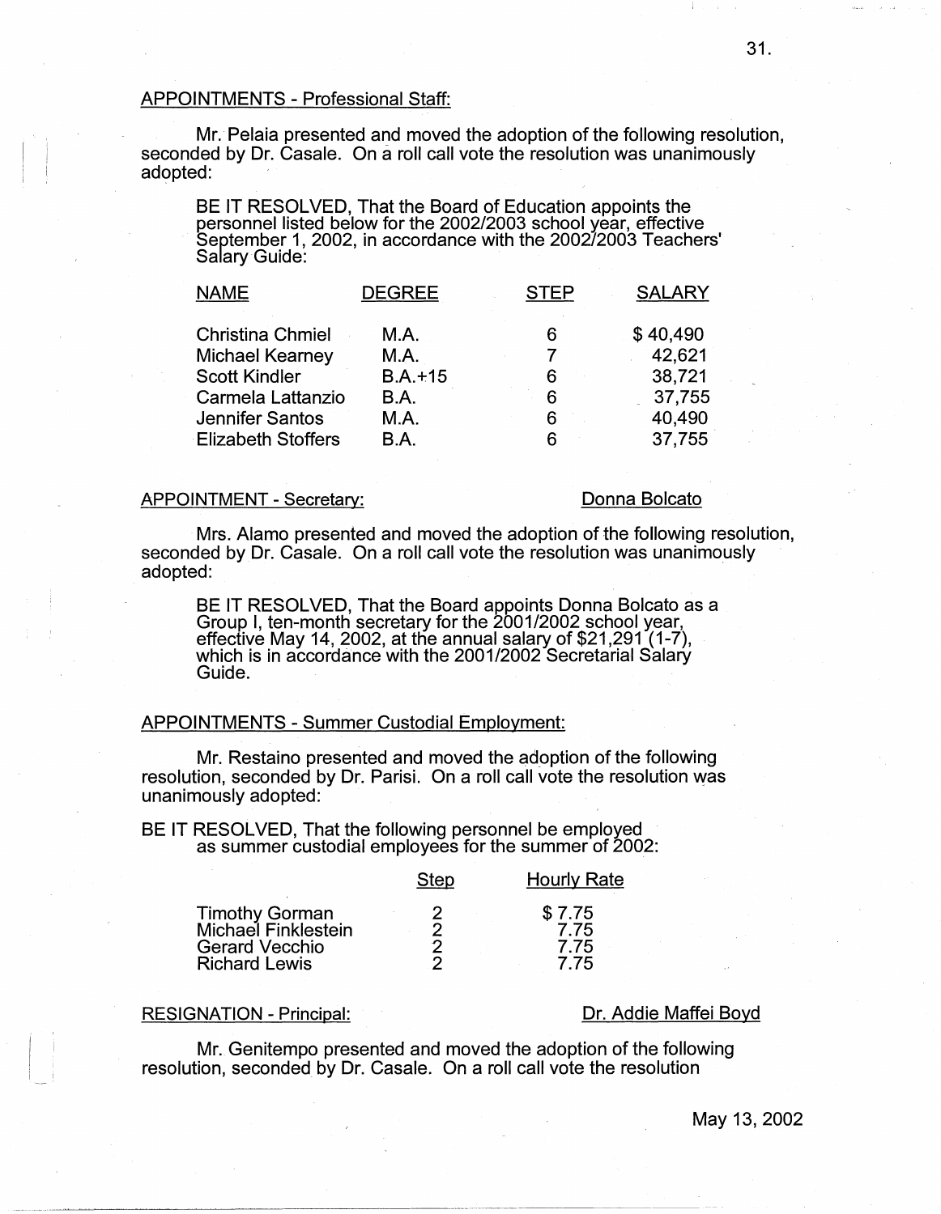APPOINTMENTS - Professional Staff:

Mr. Pelaia presented and moved the adoption of the following resolution, seconded by Dr. Casale. On a roll call vote the resolution was unanimously adopted:

BE IT RESOLVED, That the Board of Education appoints the personnel listed below for the 2002/2003 school year, effective September 1, 2002, in accordance with the 2002/2003 Teachers' Salary Guide:

| NAME | DEGREE | STEP | SALARY |
|---|---|---|---|
| Christina Chmiel | M.A. | 6 | $ 40,490 |
| Michael Kearney | M.A. | 7 | 42,621 |
| Scott Kindler | B.A.+15 | 6 | 38,721 |
| Carmela Lattanzio | B.A. | 6 | 37,755 |
| Jennifer Santos | M.A. | 6 | 40,490 |
| Elizabeth Stoffers | B.A. | 6 | 37,755 |

APPOINTMENT - Secretary: Donna Bolcato

Mrs. Alamo presented and moved the adoption of the following resolution, seconded by Dr. Casale. On a roll call vote the resolution was unanimously adopted:

BE IT RESOLVED, That the Board appoints Donna Bolcato as a Group I, ten-month secretary for the 2001/2002 school year, effective May 14, 2002, at the annual salary of $21,291 (1-7), which is in accordance with the 2001/2002 Secretarial Salary Guide.

APPOINTMENTS - Summer Custodial Employment:

Mr. Restaino presented and moved the adoption of the following resolution, seconded by Dr. Parisi. On a roll call vote the resolution was unanimously adopted:

BE IT RESOLVED, That the following personnel be employed as summer custodial employees for the summer of 2002:

| | Step | Hourly Rate |
|---|---|---|
| Timothy Gorman | 2 | $ 7.75 |
| Michael Finklestein | 2 | 7.75 |
| Gerard Vecchio | 2 | 7.75 |
| Richard Lewis | 2 | 7.75 |

RESIGNATION - Principal: Dr. Addie Maffei Boyd

Mr. Genitempo presented and moved the adoption of the following resolution, seconded by Dr. Casale. On a roll call vote the resolution

May 13, 2002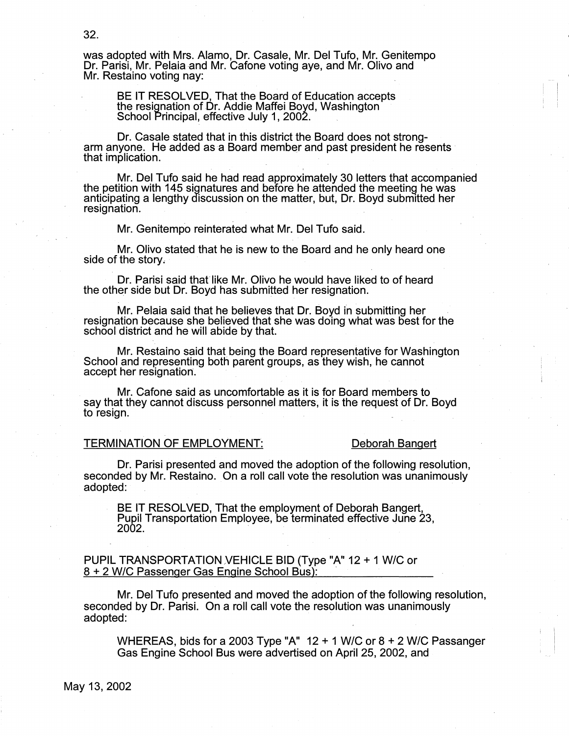was adopted with Mrs. Alamo, Dr. Casale, Mr. Del Tufo, Mr. Genitempo Dr. Parisi, Mr. Pelaia and Mr. Cafone voting aye, and Mr. Olivo and Mr. Restaino voting nay:

> BE IT RESOLVED, That the Board of Education accepts the resignation of Dr. Addie Maffei Boyd, Washington School Principal, effective July 1, 2002.

Dr. Casale stated that in this district the Board does not strong-arm anyone. He added as a Board member and past president he resents that implication.

Mr. Del Tufo said he had read approximately 30 letters that accompanied the petition with 145 signatures and before he attended the meeting he was anticipating a lengthy discussion on the matter, but, Dr. Boyd submitted her resignation.

Mr. Genitempo reinterated what Mr. Del Tufo said.

Mr. Olivo stated that he is new to the Board and he only heard one side of the story.

Dr. Parisi said that like Mr. Olivo he would have liked to of heard the other side but Dr. Boyd has submitted her resignation.

Mr. Pelaia said that he believes that Dr. Boyd in submitting her resignation because she believed that she was doing what was best for the school district and he will abide by that.

Mr. Restaino said that being the Board representative for Washington School and representing both parent groups, as they wish, he cannot accept her resignation.

Mr. Cafone said as uncomfortable as it is for Board members to say that they cannot discuss personnel matters, it is the request of Dr. Boyd to resign.

<u>TERMINATION OF EMPLOYMENT:</u> <u>Deborah Bangert</u>

Dr. Parisi presented and moved the adoption of the following resolution, seconded by Mr. Restaino. On a roll call vote the resolution was unanimously adopted:

> BE IT RESOLVED, That the employment of Deborah Bangert, Pupil Transportation Employee, be terminated effective June 23, 2002.

<u>PUPIL TRANSPORTATION VEHICLE BID (Type "A" 12 + 1 W/C or 8 + 2 W/C Passenger Gas Engine School Bus):</u>

Mr. Del Tufo presented and moved the adoption of the following resolution, seconded by Dr. Parisi. On a roll call vote the resolution was unanimously adopted:

> WHEREAS, bids for a 2003 Type "A" 12 + 1 W/C or 8 + 2 W/C Passanger Gas Engine School Bus were advertised on April 25, 2002, and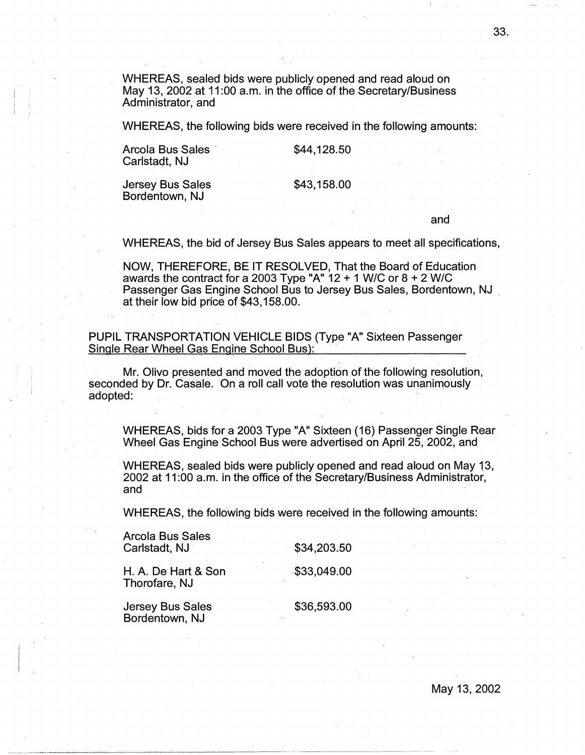WHEREAS, sealed bids were publicly opened and read aloud on May 13, 2002 at 11:00 a.m. in the office of the Secretary/Business Administrator, and

WHEREAS, the following bids were received in the following amounts:

| | |
|---|---|
| Arcola Bus Sales<br>Carlstadt, NJ | $44,128.50 |
| Jersey Bus Sales<br>Bordentown, NJ | $43,158.00 |

and

WHEREAS, the bid of Jersey Bus Sales appears to meet all specifications,

NOW, THEREFORE, BE IT RESOLVED, That the Board of Education awards the contract for a 2003 Type "A" 12 + 1 W/C or 8 + 2 W/C Passenger Gas Engine School Bus to Jersey Bus Sales, Bordentown, NJ at their low bid price of $43,158.00.

PUPIL TRANSPORTATION VEHICLE BIDS (Type "A" Sixteen Passenger Single Rear Wheel Gas Engine School Bus):

Mr. Olivo presented and moved the adoption of the following resolution, seconded by Dr. Casale. On a roll call vote the resolution was unanimously adopted:

WHEREAS, bids for a 2003 Type "A" Sixteen (16) Passenger Single Rear Wheel Gas Engine School Bus were advertised on April 25, 2002, and

WHEREAS, sealed bids were publicly opened and read aloud on May 13, 2002 at 11:00 a.m. in the office of the Secretary/Business Administrator, and

WHEREAS, the following bids were received in the following amounts:

| | |
|---|---|
| Arcola Bus Sales<br>Carlstadt, NJ | $34,203.50 |
| H. A. De Hart & Son<br>Thorofare, NJ | $33,049.00 |
| Jersey Bus Sales<br>Bordentown, NJ | $36,593.00 |

May 13, 2002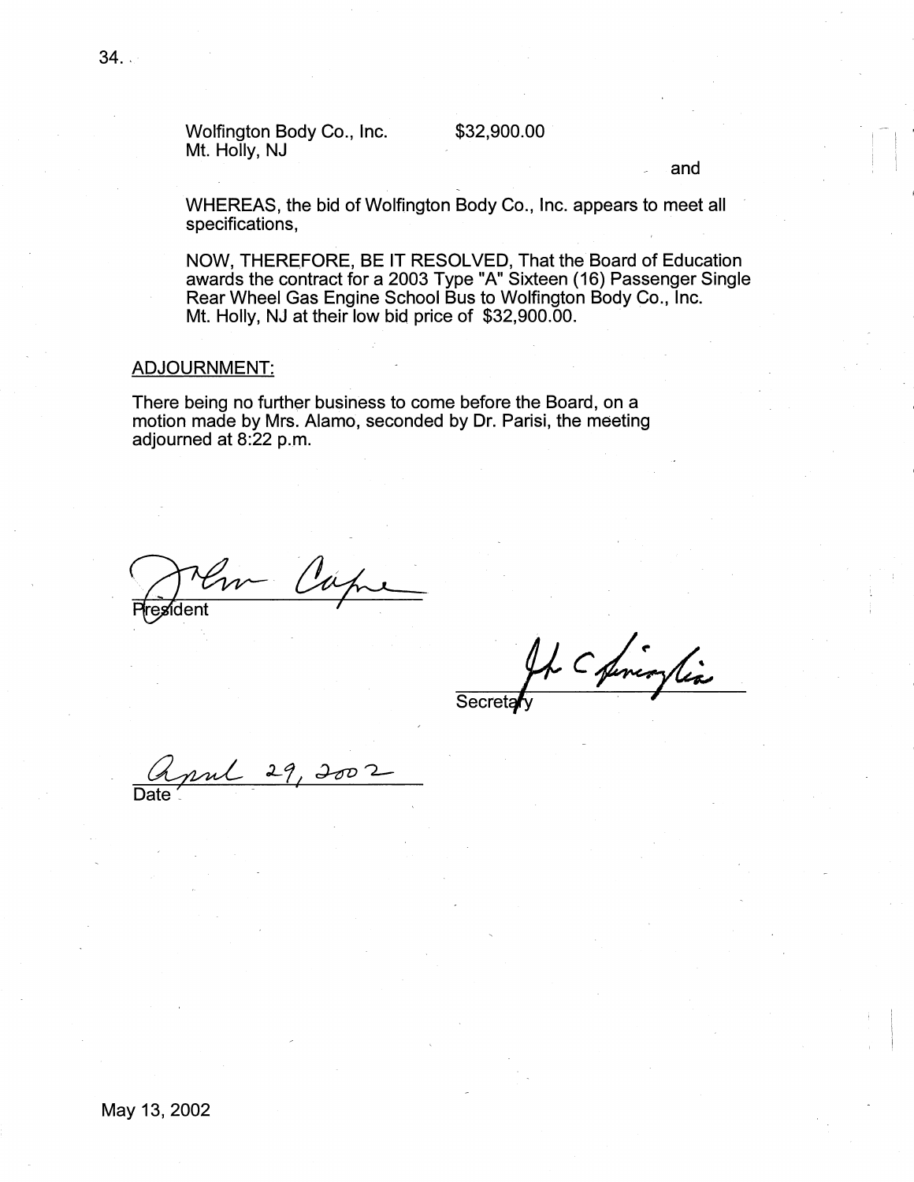Wolfington Body Co., Inc. $32,900.00
Mt. Holly, NJ

and

WHEREAS, the bid of Wolfington Body Co., Inc. appears to meet all specifications,

NOW, THEREFORE, BE IT RESOLVED, That the Board of Education awards the contract for a 2003 Type "A" Sixteen (16) Passenger Single Rear Wheel Gas Engine School Bus to Wolfington Body Co., Inc. Mt. Holly, NJ at their low bid price of $32,900.00.

ADJOURNMENT:

There being no further business to come before the Board, on a motion made by Mrs. Alamo, seconded by Dr. Parisi, the meeting adjourned at 8:22 p.m.

John Capre
President

Secretary

April 29, 2002
Date

May 13, 2002